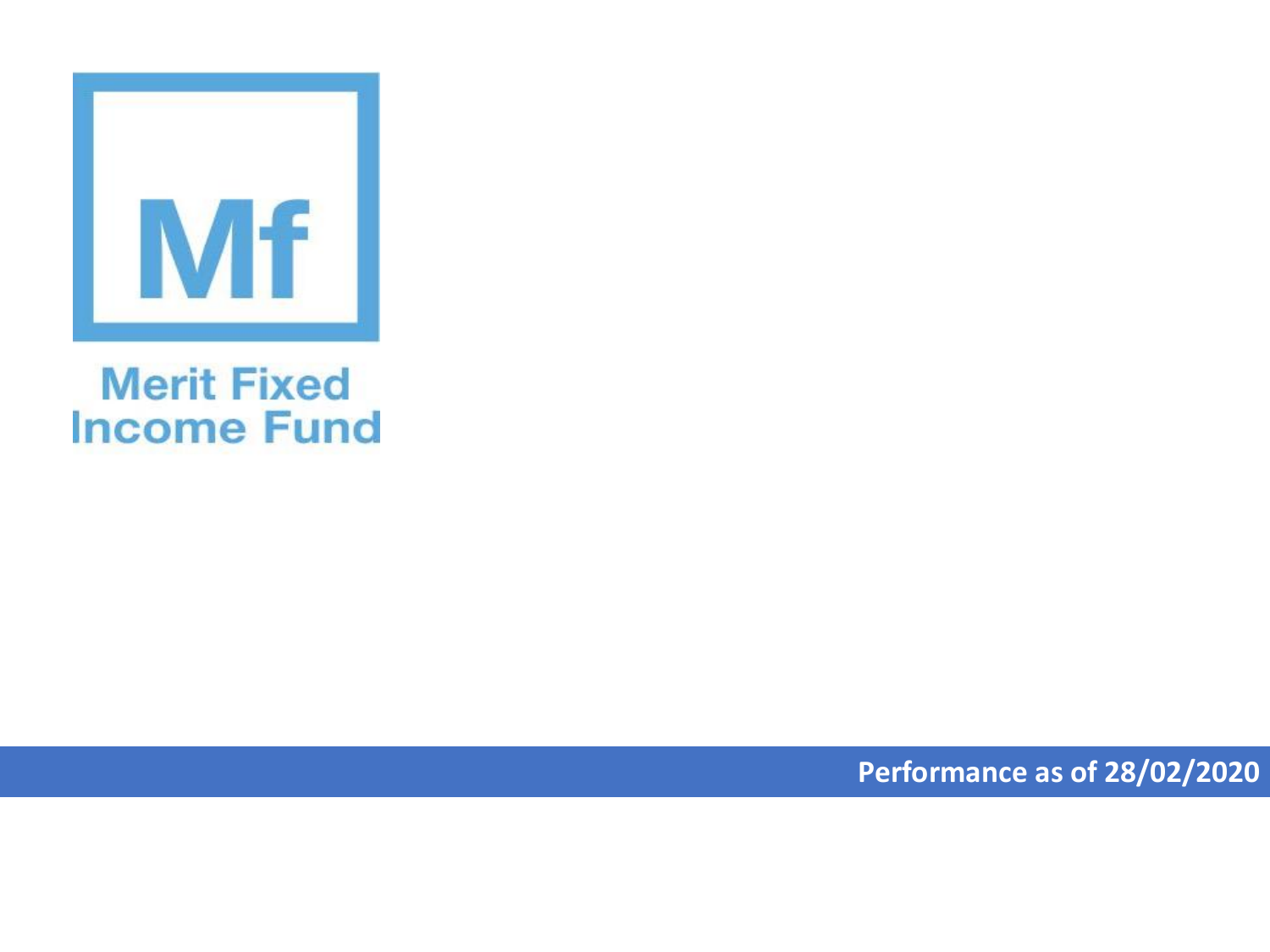Mf

Merit Fixed Income Fund

**Performance as of 28/02/2020**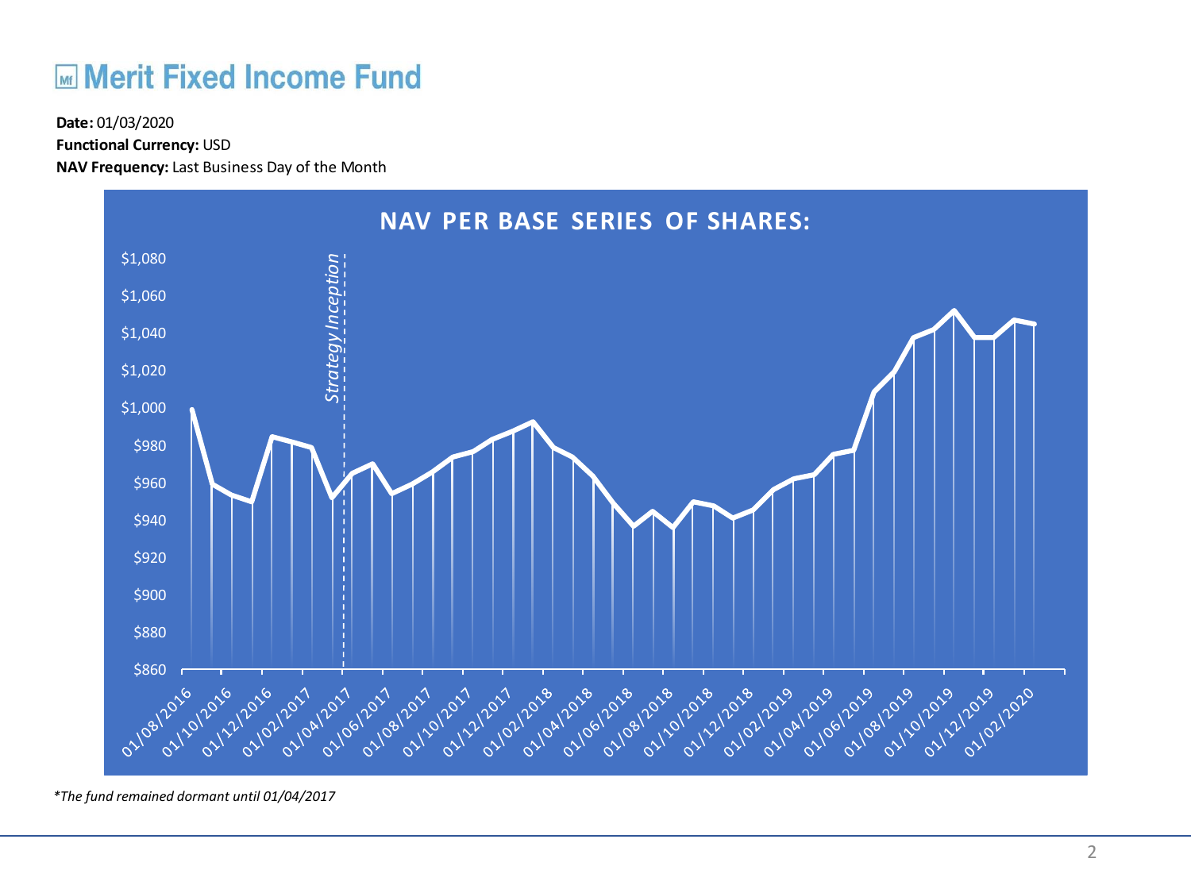# Merit Fixed Income Fund

**Date:** 01/03/2020
**Functional Currency:** USD
**NAV Frequency:** Last Business Day of the Month

## NAV PER BASE SERIES OF SHARES:

*Strategy Inception*

*\*The fund remained dormant until 01/04/2017*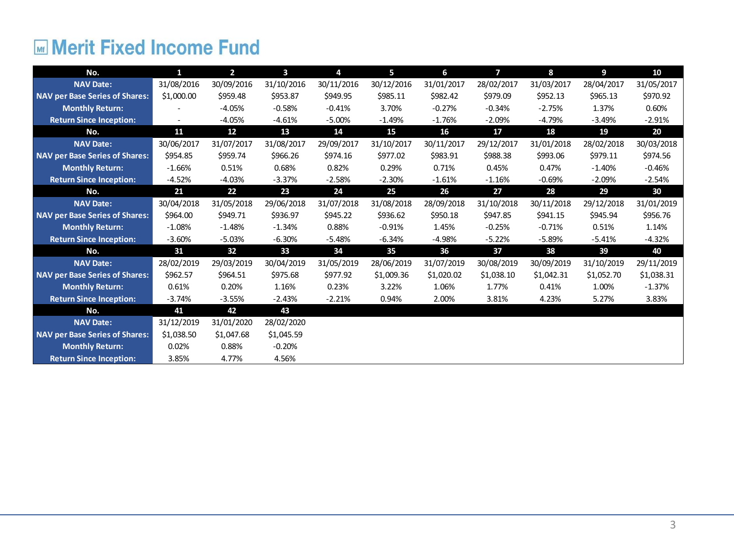# Merit Fixed Income Fund

| No. | 1 | 2 | 3 | 4 | 5 | 6 | 7 | 8 | 9 | 10 |
|---|---|---|---|---|---|---|---|---|---|---|
| NAV Date: | 31/08/2016 | 30/09/2016 | 31/10/2016 | 30/11/2016 | 30/12/2016 | 31/01/2017 | 28/02/2017 | 31/03/2017 | 28/04/2017 | 31/05/2017 |
| NAV per Base Series of Shares: | $1,000.00 | $959.48 | $953.87 | $949.95 | $985.11 | $982.42 | $979.09 | $952.13 | $965.13 | $970.92 |
| Monthly Return: | - | -4.05% | -0.58% | -0.41% | 3.70% | -0.27% | -0.34% | -2.75% | 1.37% | 0.60% |
| Return Since Inception: | - | -4.05% | -4.61% | -5.00% | -1.49% | -1.76% | -2.09% | -4.79% | -3.49% | -2.91% |
| No. | 11 | 12 | 13 | 14 | 15 | 16 | 17 | 18 | 19 | 20 |
| NAV Date: | 30/06/2017 | 31/07/2017 | 31/08/2017 | 29/09/2017 | 31/10/2017 | 30/11/2017 | 29/12/2017 | 31/01/2018 | 28/02/2018 | 30/03/2018 |
| NAV per Base Series of Shares: | $954.85 | $959.74 | $966.26 | $974.16 | $977.02 | $983.91 | $988.38 | $993.06 | $979.11 | $974.56 |
| Monthly Return: | -1.66% | 0.51% | 0.68% | 0.82% | 0.29% | 0.71% | 0.45% | 0.47% | -1.40% | -0.46% |
| Return Since Inception: | -4.52% | -4.03% | -3.37% | -2.58% | -2.30% | -1.61% | -1.16% | -0.69% | -2.09% | -2.54% |
| No. | 21 | 22 | 23 | 24 | 25 | 26 | 27 | 28 | 29 | 30 |
| NAV Date: | 30/04/2018 | 31/05/2018 | 29/06/2018 | 31/07/2018 | 31/08/2018 | 28/09/2018 | 31/10/2018 | 30/11/2018 | 29/12/2018 | 31/01/2019 |
| NAV per Base Series of Shares: | $964.00 | $949.71 | $936.97 | $945.22 | $936.62 | $950.18 | $947.85 | $941.15 | $945.94 | $956.76 |
| Monthly Return: | -1.08% | -1.48% | -1.34% | 0.88% | -0.91% | 1.45% | -0.25% | -0.71% | 0.51% | 1.14% |
| Return Since Inception: | -3.60% | -5.03% | -6.30% | -5.48% | -6.34% | -4.98% | -5.22% | -5.89% | -5.41% | -4.32% |
| No. | 31 | 32 | 33 | 34 | 35 | 36 | 37 | 38 | 39 | 40 |
| NAV Date: | 28/02/2019 | 29/03/2019 | 30/04/2019 | 31/05/2019 | 28/06/2019 | 31/07/2019 | 30/08/2019 | 30/09/2019 | 31/10/2019 | 29/11/2019 |
| NAV per Base Series of Shares: | $962.57 | $964.51 | $975.68 | $977.92 | $1,009.36 | $1,020.02 | $1,038.10 | $1,042.31 | $1,052.70 | $1,038.31 |
| Monthly Return: | 0.61% | 0.20% | 1.16% | 0.23% | 3.22% | 1.06% | 1.77% | 0.41% | 1.00% | -1.37% |
| Return Since Inception: | -3.74% | -3.55% | -2.43% | -2.21% | 0.94% | 2.00% | 3.81% | 4.23% | 5.27% | 3.83% |
| No. | 41 | 42 | 43 | | | | | | | |
| NAV Date: | 31/12/2019 | 31/01/2020 | 28/02/2020 | | | | | | | |
| NAV per Base Series of Shares: | $1,038.50 | $1,047.68 | $1,045.59 | | | | | | | |
| Monthly Return: | 0.02% | 0.88% | -0.20% | | | | | | | |
| Return Since Inception: | 3.85% | 4.77% | 4.56% | | | | | | | |